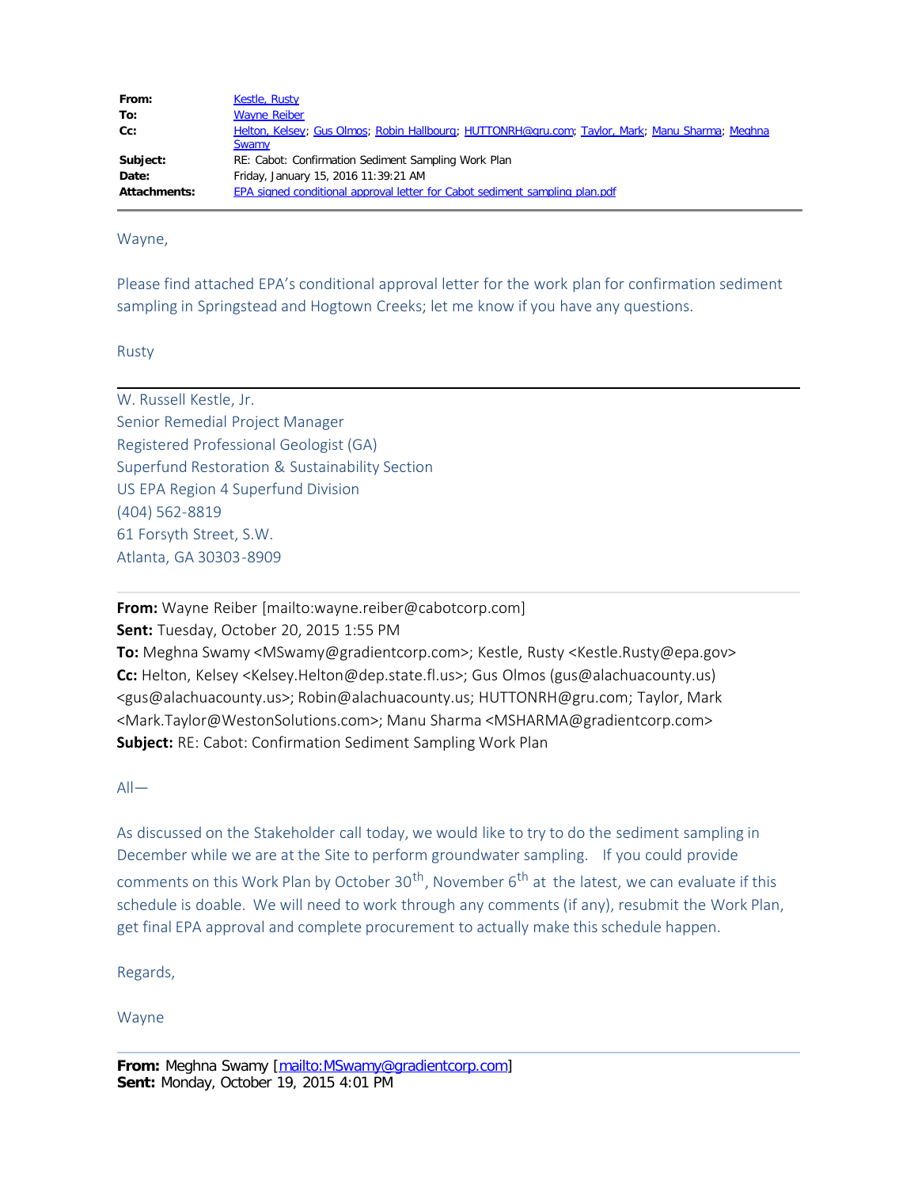| | |
|---|---|
| **From:** | Kestle, Rusty |
| **To:** | Wayne Reiber |
| **Cc:** | Helton, Kelsey; Gus Olmos; Robin Hallbourg; HUTTONRH@gru.com; Taylor, Mark; Manu Sharma; Meghna Swamy |
| **Subject:** | RE: Cabot: Confirmation Sediment Sampling Work Plan |
| **Date:** | Friday, January 15, 2016 11:39:21 AM |
| **Attachments:** | EPA signed conditional approval letter for Cabot sediment sampling plan.pdf |

---

Wayne,

Please find attached EPA's conditional approval letter for the work plan for confirmation sediment sampling in Springstead and Hogtown Creeks; let me know if you have any questions.

Rusty

---

W. Russell Kestle, Jr.
Senior Remedial Project Manager
Registered Professional Geologist (GA)
Superfund Restoration & Sustainability Section
US EPA Region 4 Superfund Division
(404) 562-8819
61 Forsyth Street, S.W.
Atlanta, GA 30303-8909

---

**From:** Wayne Reiber [mailto:wayne.reiber@cabotcorp.com]
**Sent:** Tuesday, October 20, 2015 1:55 PM
**To:** Meghna Swamy <MSwamy@gradientcorp.com>; Kestle, Rusty <Kestle.Rusty@epa.gov>
**Cc:** Helton, Kelsey <Kelsey.Helton@dep.state.fl.us>; Gus Olmos (gus@alachuacounty.us) <gus@alachuacounty.us>; Robin@alachuacounty.us; HUTTONRH@gru.com; Taylor, Mark <Mark.Taylor@WestonSolutions.com>; Manu Sharma <MSHARMA@gradientcorp.com>
**Subject:** RE: Cabot: Confirmation Sediment Sampling Work Plan

All—

As discussed on the Stakeholder call today, we would like to try to do the sediment sampling in December while we are at the Site to perform groundwater sampling. If you could provide comments on this Work Plan by October 30th, November 6th at the latest, we can evaluate if this schedule is doable. We will need to work through any comments (if any), resubmit the Work Plan, get final EPA approval and complete procurement to actually make this schedule happen.

Regards,

Wayne

---

**From:** Meghna Swamy [mailto:MSwamy@gradientcorp.com]
**Sent:** Monday, October 19, 2015 4:01 PM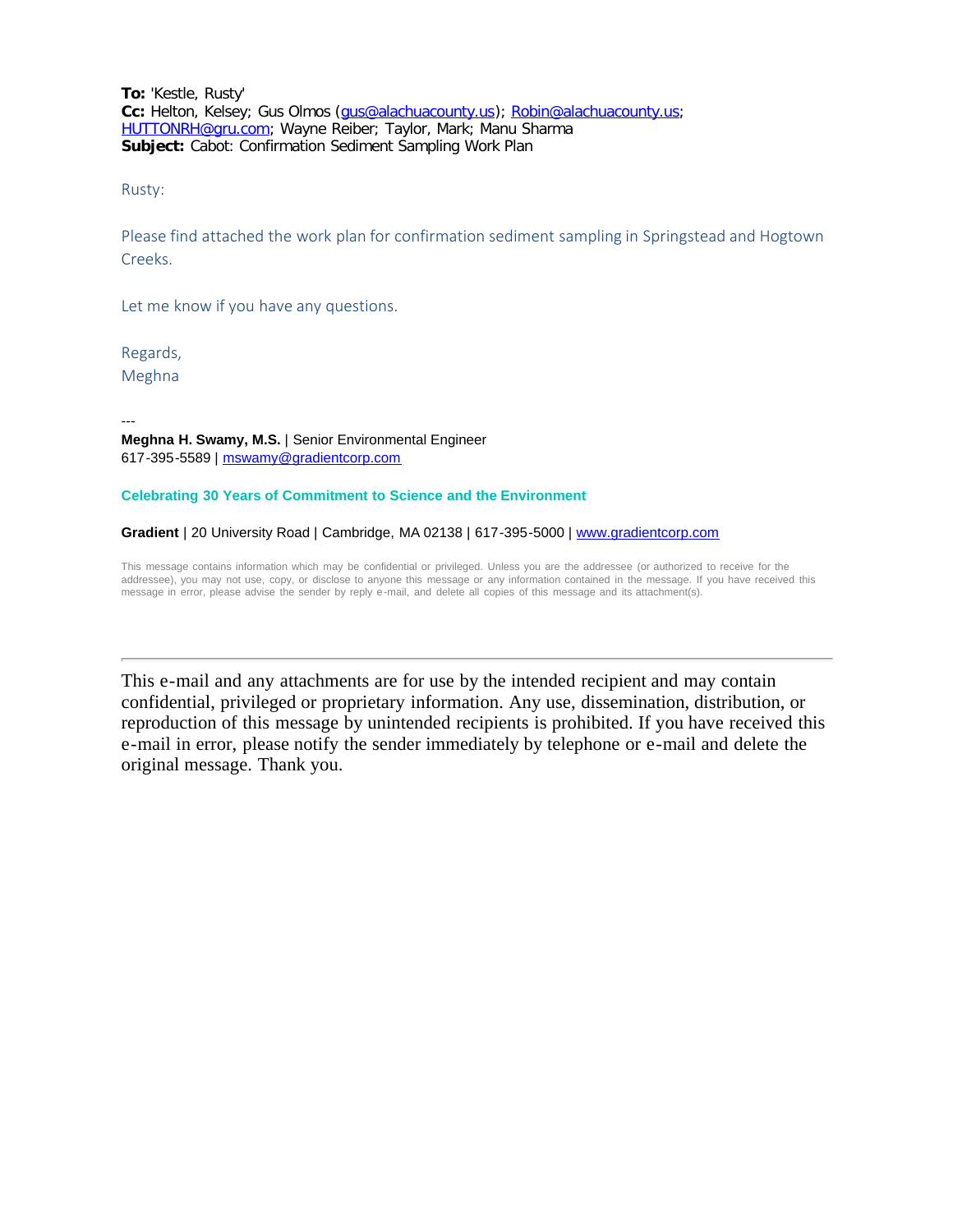**To:** 'Kestle, Rusty'
**Cc:** Helton, Kelsey; Gus Olmos (gus@alachuacounty.us); Robin@alachuacounty.us; HUTTONRH@gru.com; Wayne Reiber; Taylor, Mark; Manu Sharma
**Subject:** Cabot: Confirmation Sediment Sampling Work Plan

Rusty:

Please find attached the work plan for confirmation sediment sampling in Springstead and Hogtown Creeks.

Let me know if you have any questions.

Regards,
Meghna

---
**Meghna H. Swamy, M.S.** | Senior Environmental Engineer
617-395-5589 | mswamy@gradientcorp.com

**Celebrating 30 Years of Commitment to Science and the Environment**

**Gradient** | 20 University Road | Cambridge, MA 02138 | 617-395-5000 | www.gradientcorp.com

This message contains information which may be confidential or privileged. Unless you are the addressee (or authorized to receive for the addressee), you may not use, copy, or disclose to anyone this message or any information contained in the message. If you have received this message in error, please advise the sender by reply e-mail, and delete all copies of this message and its attachment(s).

---

This e-mail and any attachments are for use by the intended recipient and may contain confidential, privileged or proprietary information. Any use, dissemination, distribution, or reproduction of this message by unintended recipients is prohibited. If you have received this e-mail in error, please notify the sender immediately by telephone or e-mail and delete the original message. Thank you.